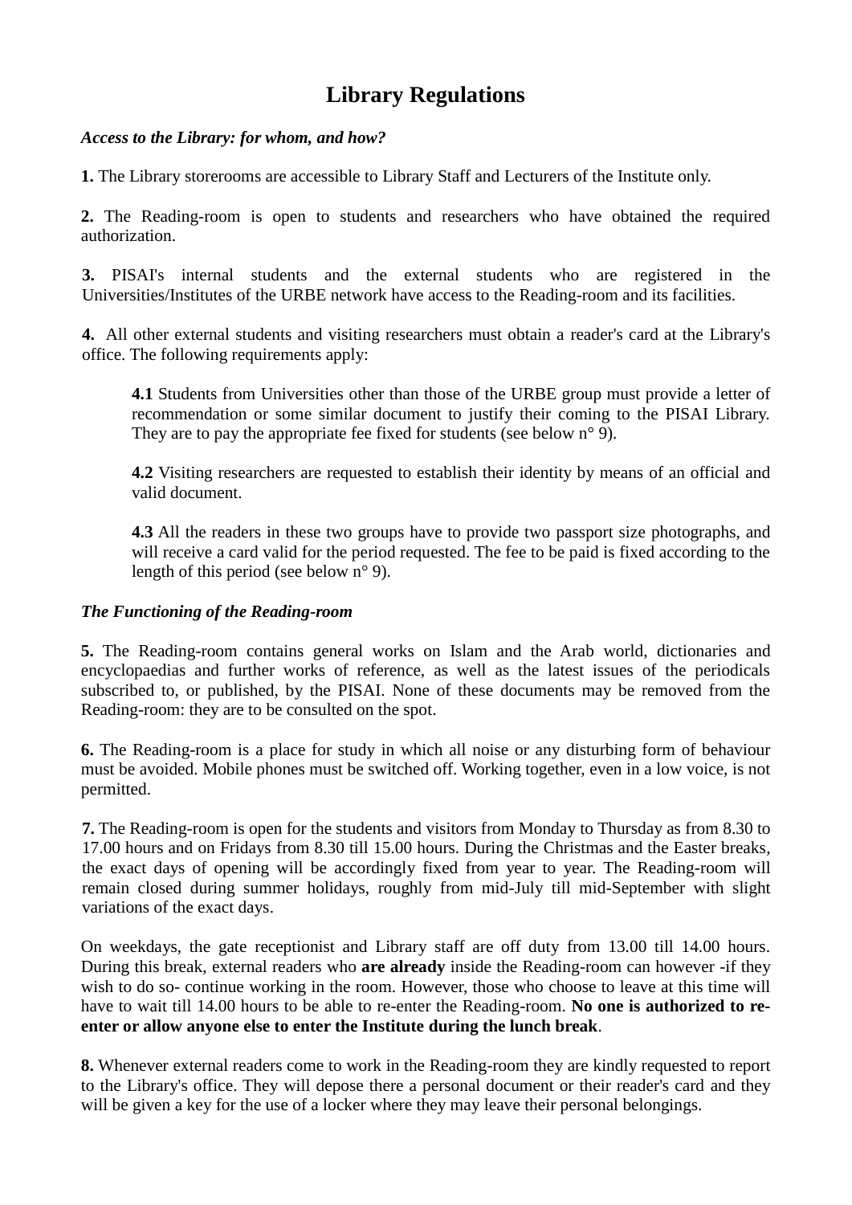# Library Regulations

***Access to the Library: for whom, and how?***

**1.** The Library storerooms are accessible to Library Staff and Lecturers of the Institute only.

**2.** The Reading-room is open to students and researchers who have obtained the required authorization.

**3.** PISAI's internal students and the external students who are registered in the Universities/Institutes of the URBE network have access to the Reading-room and its facilities.

**4.** All other external students and visiting researchers must obtain a reader's card at the Library's office. The following requirements apply:

> **4.1** Students from Universities other than those of the URBE group must provide a letter of recommendation or some similar document to justify their coming to the PISAI Library. They are to pay the appropriate fee fixed for students (see below n° 9).
>
> **4.2** Visiting researchers are requested to establish their identity by means of an official and valid document.
>
> **4.3** All the readers in these two groups have to provide two passport size photographs, and will receive a card valid for the period requested. The fee to be paid is fixed according to the length of this period (see below n° 9).

***The Functioning of the Reading-room***

**5.** The Reading-room contains general works on Islam and the Arab world, dictionaries and encyclopaedias and further works of reference, as well as the latest issues of the periodicals subscribed to, or published, by the PISAI. None of these documents may be removed from the Reading-room: they are to be consulted on the spot.

**6.** The Reading-room is a place for study in which all noise or any disturbing form of behaviour must be avoided. Mobile phones must be switched off. Working together, even in a low voice, is not permitted.

**7.** The Reading-room is open for the students and visitors from Monday to Thursday as from 8.30 to 17.00 hours and on Fridays from 8.30 till 15.00 hours. During the Christmas and the Easter breaks, the exact days of opening will be accordingly fixed from year to year. The Reading-room will remain closed during summer holidays, roughly from mid-July till mid-September with slight variations of the exact days.

On weekdays, the gate receptionist and Library staff are off duty from 13.00 till 14.00 hours. During this break, external readers who **are already** inside the Reading-room can however -if they wish to do so- continue working in the room. However, those who choose to leave at this time will have to wait till 14.00 hours to be able to re-enter the Reading-room. **No one is authorized to re-enter or allow anyone else to enter the Institute during the lunch break**.

**8.** Whenever external readers come to work in the Reading-room they are kindly requested to report to the Library's office. They will depose there a personal document or their reader's card and they will be given a key for the use of a locker where they may leave their personal belongings.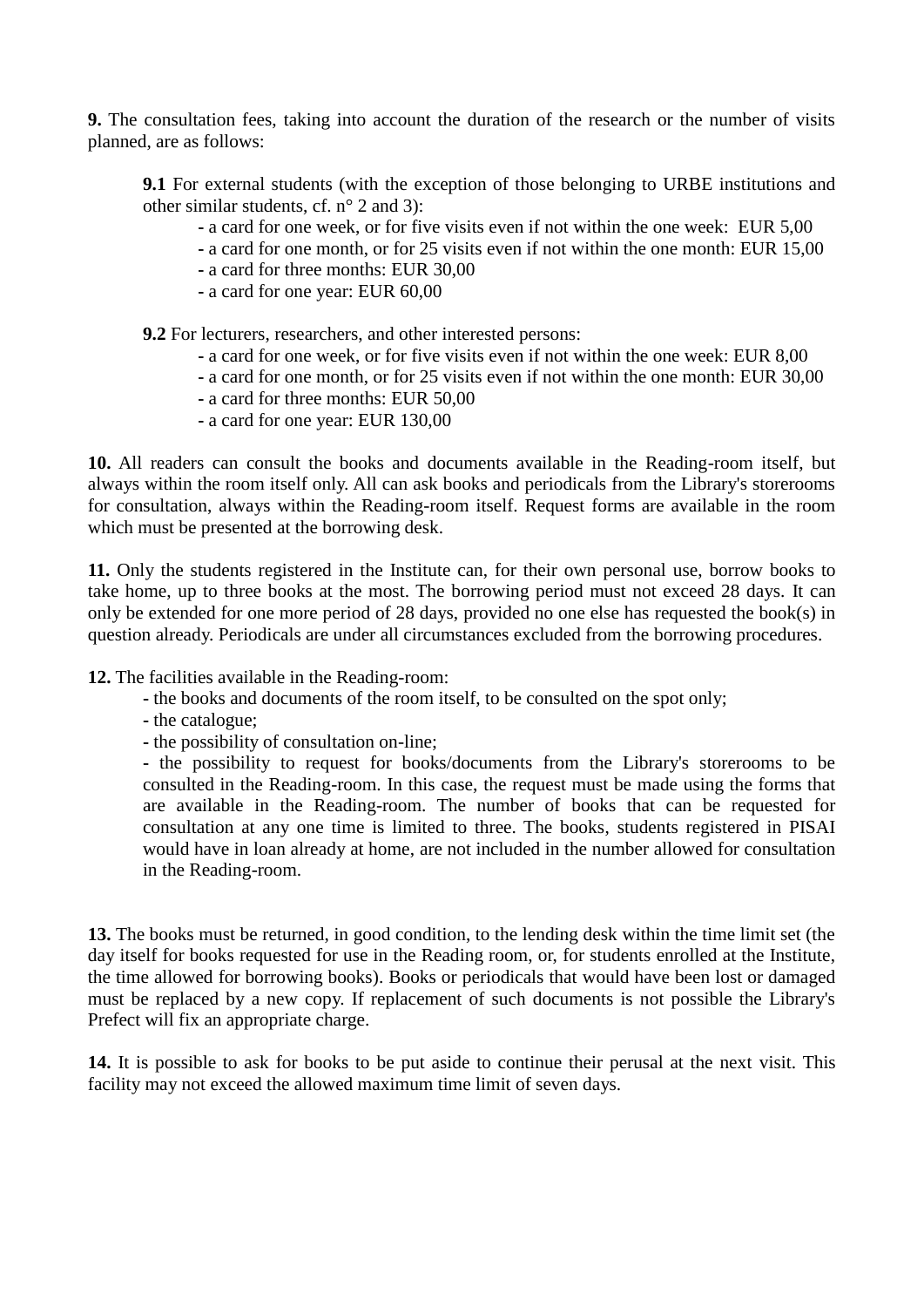**9.** The consultation fees, taking into account the duration of the research or the number of visits planned, are as follows:

> **9.1** For external students (with the exception of those belonging to URBE institutions and other similar students, cf. n° 2 and 3):
>
> - a card for one week, or for five visits even if not within the one week: EUR 5,00
> - a card for one month, or for 25 visits even if not within the one month: EUR 15,00
> - a card for three months: EUR 30,00
> - a card for one year: EUR 60,00
>
> **9.2** For lecturers, researchers, and other interested persons:
>
> - a card for one week, or for five visits even if not within the one week: EUR 8,00
> - a card for one month, or for 25 visits even if not within the one month: EUR 30,00
> - a card for three months: EUR 50,00
> - a card for one year: EUR 130,00

**10.** All readers can consult the books and documents available in the Reading-room itself, but always within the room itself only. All can ask books and periodicals from the Library's storerooms for consultation, always within the Reading-room itself. Request forms are available in the room which must be presented at the borrowing desk.

**11.** Only the students registered in the Institute can, for their own personal use, borrow books to take home, up to three books at the most. The borrowing period must not exceed 28 days. It can only be extended for one more period of 28 days, provided no one else has requested the book(s) in question already. Periodicals are under all circumstances excluded from the borrowing procedures.

**12.** The facilities available in the Reading-room:

- the books and documents of the room itself, to be consulted on the spot only;
- the catalogue;
- the possibility of consultation on-line;
- the possibility to request for books/documents from the Library's storerooms to be consulted in the Reading-room. In this case, the request must be made using the forms that are available in the Reading-room. The number of books that can be requested for consultation at any one time is limited to three. The books, students registered in PISAI would have in loan already at home, are not included in the number allowed for consultation in the Reading-room.

**13.** The books must be returned, in good condition, to the lending desk within the time limit set (the day itself for books requested for use in the Reading room, or, for students enrolled at the Institute, the time allowed for borrowing books). Books or periodicals that would have been lost or damaged must be replaced by a new copy. If replacement of such documents is not possible the Library's Prefect will fix an appropriate charge.

**14.** It is possible to ask for books to be put aside to continue their perusal at the next visit. This facility may not exceed the allowed maximum time limit of seven days.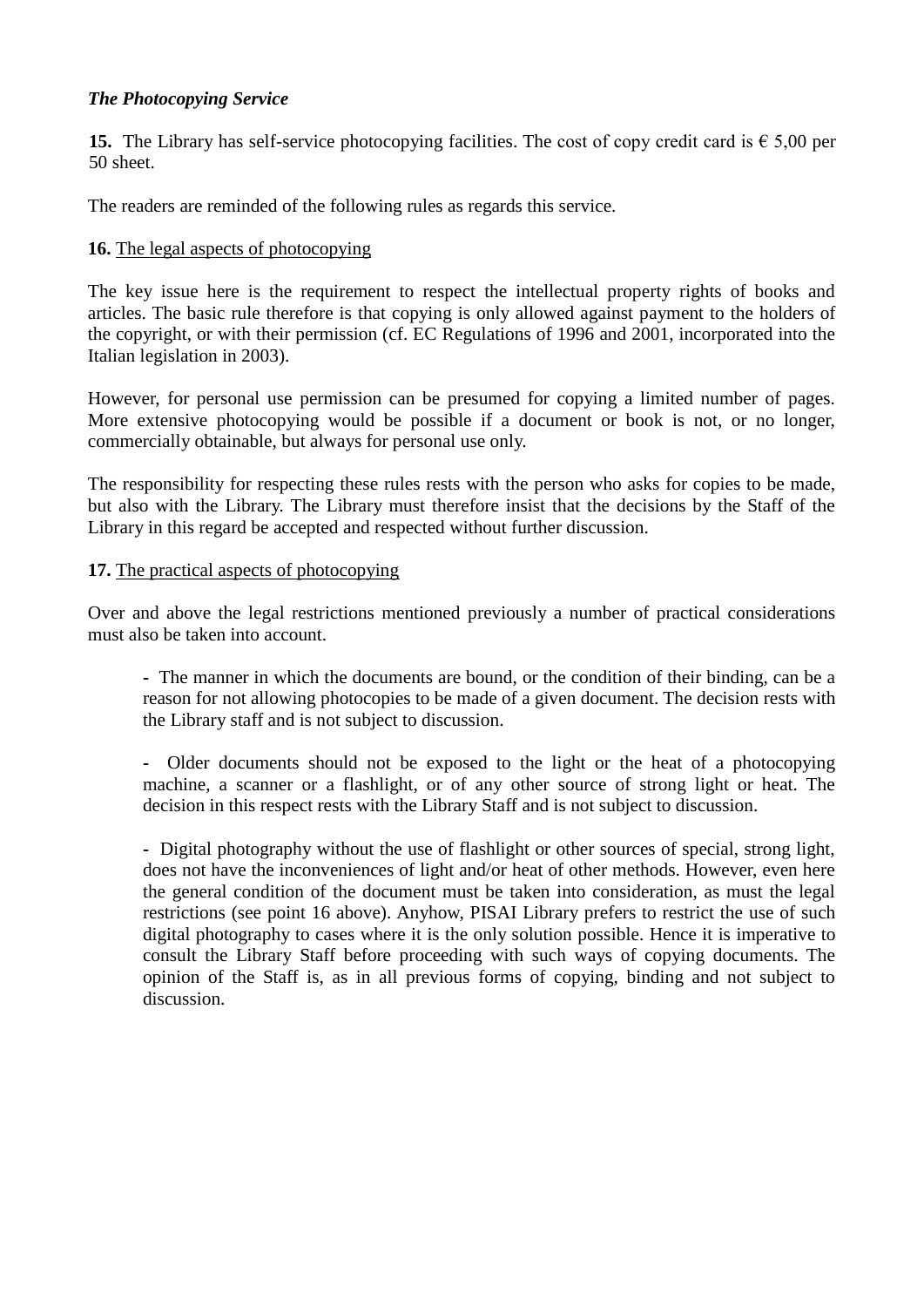***The Photocopying Service***

**15.** The Library has self-service photocopying facilities. The cost of copy credit card is € 5,00 per 50 sheet.

The readers are reminded of the following rules as regards this service.

**16.** <u>The legal aspects of photocopying</u>

The key issue here is the requirement to respect the intellectual property rights of books and articles. The basic rule therefore is that copying is only allowed against payment to the holders of the copyright, or with their permission (cf. EC Regulations of 1996 and 2001, incorporated into the Italian legislation in 2003).

However, for personal use permission can be presumed for copying a limited number of pages. More extensive photocopying would be possible if a document or book is not, or no longer, commercially obtainable, but always for personal use only.

The responsibility for respecting these rules rests with the person who asks for copies to be made, but also with the Library. The Library must therefore insist that the decisions by the Staff of the Library in this regard be accepted and respected without further discussion.

**17.** <u>The practical aspects of photocopying</u>

Over and above the legal restrictions mentioned previously a number of practical considerations must also be taken into account.

- The manner in which the documents are bound, or the condition of their binding, can be a reason for not allowing photocopies to be made of a given document. The decision rests with the Library staff and is not subject to discussion.

- Older documents should not be exposed to the light or the heat of a photocopying machine, a scanner or a flashlight, or of any other source of strong light or heat. The decision in this respect rests with the Library Staff and is not subject to discussion.

- Digital photography without the use of flashlight or other sources of special, strong light, does not have the inconveniences of light and/or heat of other methods. However, even here the general condition of the document must be taken into consideration, as must the legal restrictions (see point 16 above). Anyhow, PISAI Library prefers to restrict the use of such digital photography to cases where it is the only solution possible. Hence it is imperative to consult the Library Staff before proceeding with such ways of copying documents. The opinion of the Staff is, as in all previous forms of copying, binding and not subject to discussion.